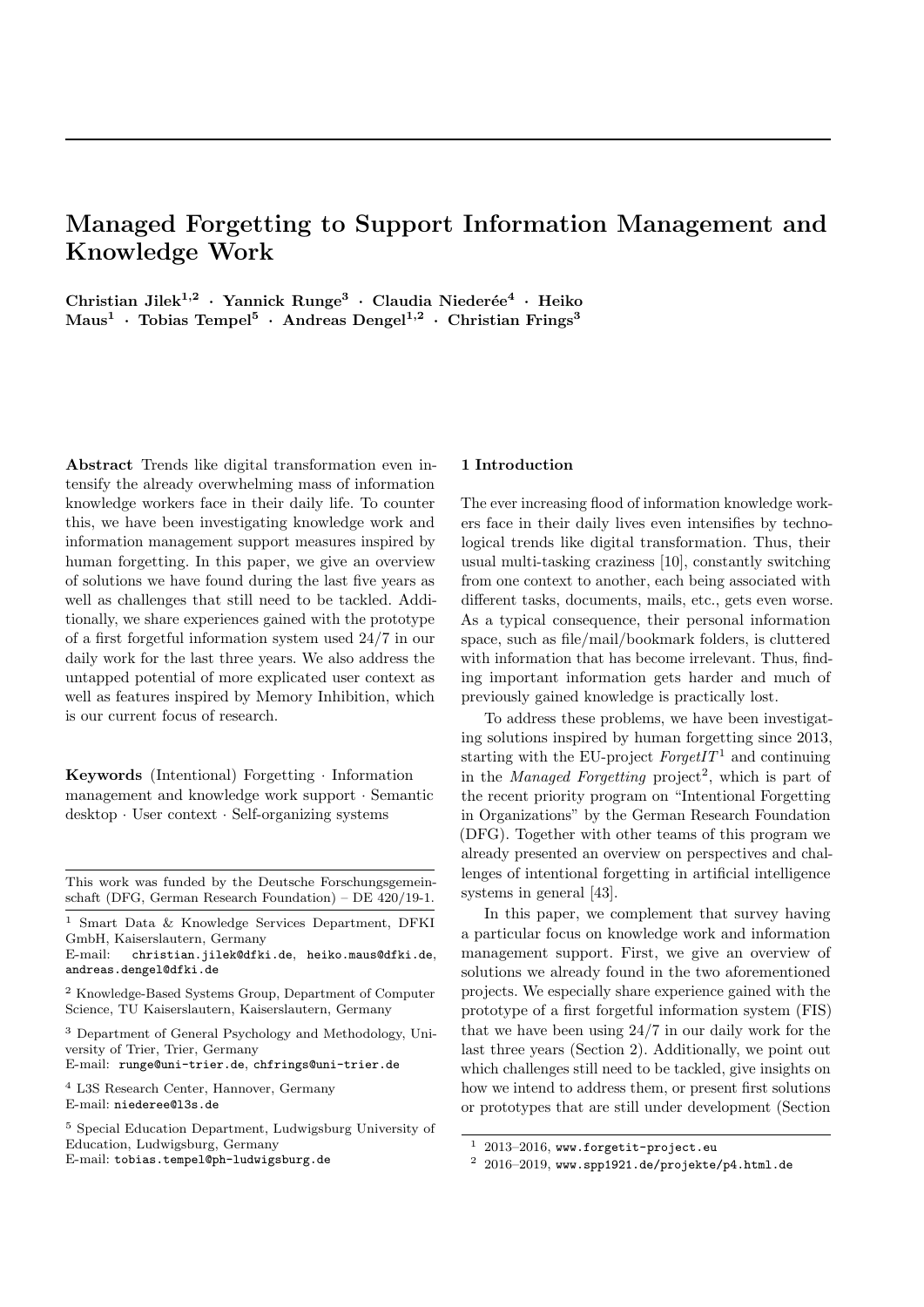# Managed Forgetting to Support Information Management and Knowledge Work

**Christian Jilek[1,2] · Yannick Runge[3] · Claudia Niederée[4] · Heiko Maus[1] · Tobias Tempel[5] · Andreas Dengel[1,2] · Christian Frings[3]**

**Abstract** Trends like digital transformation even intensify the already overwhelming mass of information knowledge workers face in their daily life. To counter this, we have been investigating knowledge work and information management support measures inspired by human forgetting. In this paper, we give an overview of solutions we have found during the last five years as well as challenges that still need to be tackled. Additionally, we share experiences gained with the prototype of a first forgetful information system used 24/7 in our daily work for the last three years. We also address the untapped potential of more explicated user context as well as features inspired by Memory Inhibition, which is our current focus of research.

**Keywords** (Intentional) Forgetting · Information management and knowledge work support · Semantic desktop · User context · Self-organizing systems

This work was funded by the Deutsche Forschungsgemeinschaft (DFG, German Research Foundation) – DE 420/19-1.

[1] Smart Data & Knowledge Services Department, DFKI GmbH, Kaiserslautern, Germany
E-mail: christian.jilek@dfki.de, heiko.maus@dfki.de, andreas.dengel@dfki.de

[2] Knowledge-Based Systems Group, Department of Computer Science, TU Kaiserslautern, Kaiserslautern, Germany

[3] Department of General Psychology and Methodology, University of Trier, Trier, Germany
E-mail: runge@uni-trier.de, chfrings@uni-trier.de

[4] L3S Research Center, Hannover, Germany
E-mail: niederee@l3s.de

[5] Special Education Department, Ludwigsburg University of Education, Ludwigsburg, Germany
E-mail: tobias.tempel@ph-ludwigsburg.de

## 1 Introduction

The ever increasing flood of information knowledge workers face in their daily lives even intensifies by technological trends like digital transformation. Thus, their usual multi-tasking craziness [10], constantly switching from one context to another, each being associated with different tasks, documents, mails, etc., gets even worse. As a typical consequence, their personal information space, such as file/mail/bookmark folders, is cluttered with information that has become irrelevant. Thus, finding important information gets harder and much of previously gained knowledge is practically lost.

To address these problems, we have been investigating solutions inspired by human forgetting since 2013, starting with the EU-project *ForgetIT*[1] and continuing in the *Managed Forgetting* project[2], which is part of the recent priority program on "Intentional Forgetting in Organizations" by the German Research Foundation (DFG). Together with other teams of this program we already presented an overview on perspectives and challenges of intentional forgetting in artificial intelligence systems in general [43].

In this paper, we complement that survey having a particular focus on knowledge work and information management support. First, we give an overview of solutions we already found in the two aforementioned projects. We especially share experience gained with the prototype of a first forgetful information system (FIS) that we have been using 24/7 in our daily work for the last three years (Section 2). Additionally, we point out which challenges still need to be tackled, give insights on how we intend to address them, or present first solutions or prototypes that are still under development (Section

[1] 2013–2016, www.forgetit-project.eu

[2] 2016–2019, www.spp1921.de/projekte/p4.html.de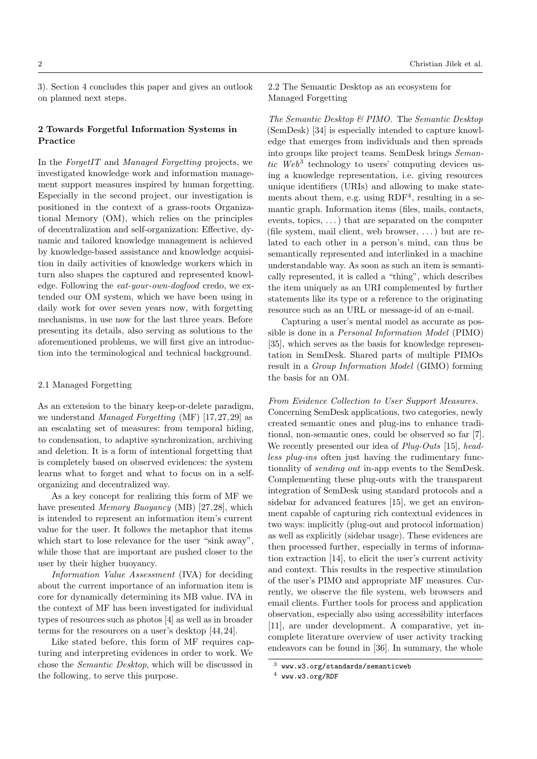3). Section 4 concludes this paper and gives an outlook on planned next steps.

## 2 Towards Forgetful Information Systems in Practice

In the *ForgetIT* and *Managed Forgetting* projects, we investigated knowledge work and information management support measures inspired by human forgetting. Especially in the second project, our investigation is positioned in the context of a grass-roots Organizational Memory (OM), which relies on the principles of decentralization and self-organization: Effective, dynamic and tailored knowledge management is achieved by knowledge-based assistance and knowledge acquisition in daily activities of knowledge workers which in turn also shapes the captured and represented knowledge. Following the *eat-your-own-dogfood* credo, we extended our OM system, which we have been using in daily work for over seven years now, with forgetting mechanisms, in use now for the last three years. Before presenting its details, also serving as solutions to the aforementioned problems, we will first give an introduction into the terminological and technical background.

### 2.1 Managed Forgetting

As an extension to the binary keep-or-delete paradigm, we understand *Managed Forgetting* (MF) [17, 27, 29] as an escalating set of measures: from temporal hiding, to condensation, to adaptive synchronization, archiving and deletion. It is a form of intentional forgetting that is completely based on observed evidences: the system learns what to forget and what to focus on in a self-organizing and decentralized way.

As a key concept for realizing this form of MF we have presented *Memory Buoyancy* (MB) [27, 28], which is intended to represent an information item's current value for the user. It follows the metaphor that items which start to lose relevance for the user "sink away", while those that are important are pushed closer to the user by their higher buoyancy.

*Information Value Assessment* (IVA) for deciding about the current importance of an information item is core for dynamically determining its MB value. IVA in the context of MF has been investigated for individual types of resources such as photos [4] as well as in broader terms for the resources on a user's desktop [44, 24].

Like stated before, this form of MF requires capturing and interpreting evidences in order to work. We chose the *Semantic Desktop*, which will be discussed in the following, to serve this purpose.

### 2.2 The Semantic Desktop as an ecosystem for Managed Forgetting

*The Semantic Desktop & PIMO.* The *Semantic Desktop* (SemDesk) [34] is especially intended to capture knowledge that emerges from individuals and then spreads into groups like project teams. SemDesk brings *Semantic Web*[3] technology to users' computing devices using a knowledge representation, i.e. giving resources unique identifiers (URIs) and allowing to make statements about them, e.g. using RDF[4], resulting in a semantic graph. Information items (files, mails, contacts, events, topics, ...) that are separated on the computer (file system, mail client, web browser, ...) but are related to each other in a person's mind, can thus be semantically represented and interlinked in a machine understandable way. As soon as such an item is semantically represented, it is called a "thing", which describes the item uniquely as an URI complemented by further statements like its type or a reference to the originating resource such as an URL or message-id of an e-mail.

Capturing a user's mental model as accurate as possible is done in a *Personal Information Model* (PIMO) [35], which serves as the basis for knowledge representation in SemDesk. Shared parts of multiple PIMOs result in a *Group Information Model* (GIMO) forming the basis for an OM.

*From Evidence Collection to User Support Measures.* Concerning SemDesk applications, two categories, newly created semantic ones and plug-ins to enhance traditional, non-semantic ones, could be observed so far [7]. We recently presented our idea of *Plug-Outs* [15], *headless plug-ins* often just having the rudimentary functionality of *sending out* in-app events to the SemDesk. Complementing these plug-outs with the transparent integration of SemDesk using standard protocols and a sidebar for advanced features [15], we get an environment capable of capturing rich contextual evidences in two ways: implicitly (plug-out and protocol information) as well as explicitly (sidebar usage). These evidences are then processed further, especially in terms of information extraction [14], to elicit the user's current activity and context. This results in the respective stimulation of the user's PIMO and appropriate MF measures. Currently, we observe the file system, web browsers and email clients. Further tools for process and application observation, especially also using accessibility interfaces [11], are under development. A comparative, yet incomplete literature overview of user activity tracking endeavors can be found in [36]. In summary, the whole

[3] www.w3.org/standards/semanticweb

[4] www.w3.org/RDF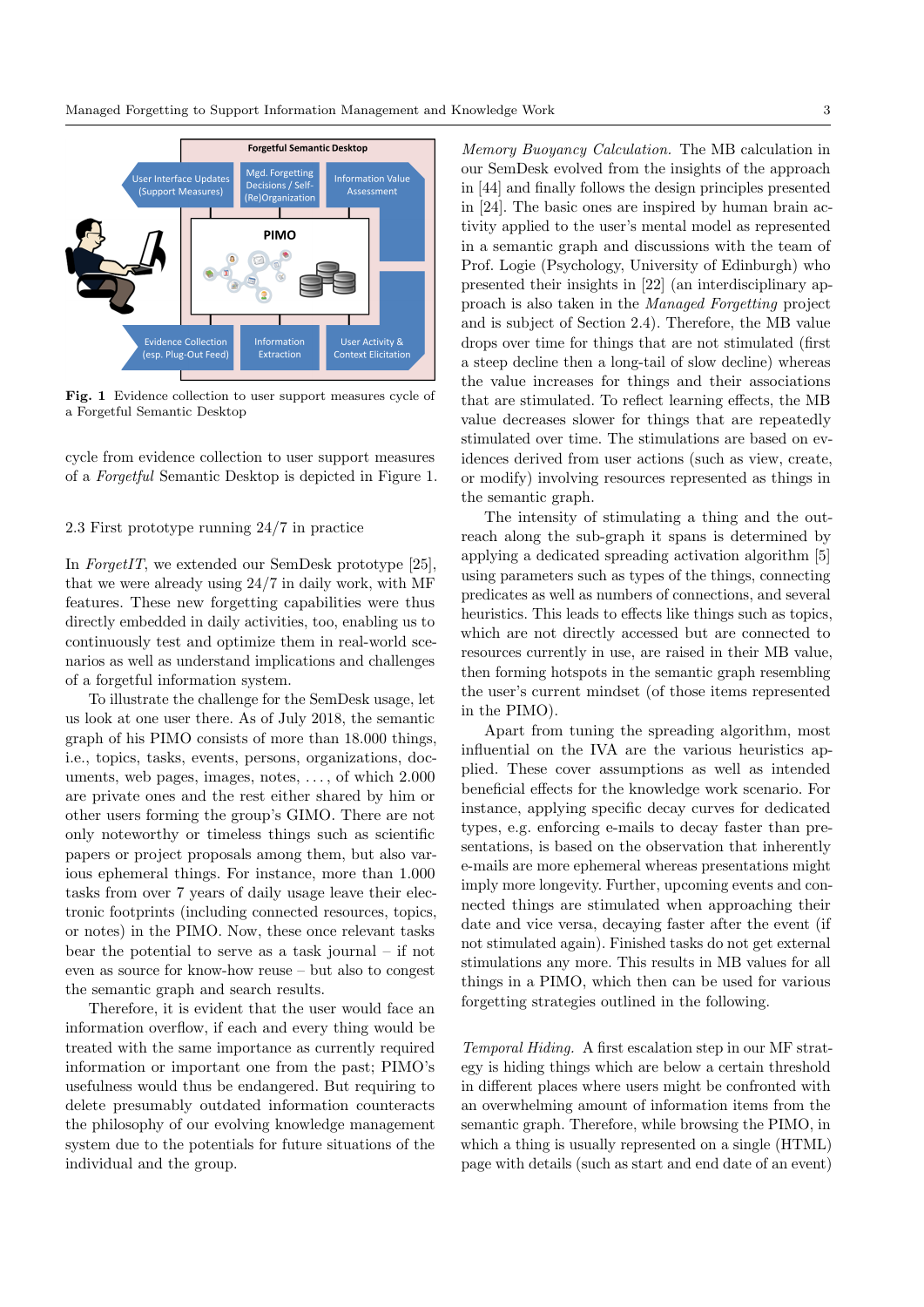**Fig. 1** Evidence collection to user support measures cycle of a Forgetful Semantic Desktop

cycle from evidence collection to user support measures of a *Forgetful* Semantic Desktop is depicted in Figure 1.

## 2.3 First prototype running 24/7 in practice

In *ForgetIT*, we extended our SemDesk prototype [25], that we were already using 24/7 in daily work, with MF features. These new forgetting capabilities were thus directly embedded in daily activities, too, enabling us to continuously test and optimize them in real-world scenarios as well as understand implications and challenges of a forgetful information system.

To illustrate the challenge for the SemDesk usage, let us look at one user there. As of July 2018, the semantic graph of his PIMO consists of more than 18.000 things, i.e., topics, tasks, events, persons, organizations, documents, web pages, images, notes, . . . , of which 2.000 are private ones and the rest either shared by him or other users forming the group's GIMO. There are not only noteworthy or timeless things such as scientific papers or project proposals among them, but also various ephemeral things. For instance, more than 1.000 tasks from over 7 years of daily usage leave their electronic footprints (including connected resources, topics, or notes) in the PIMO. Now, these once relevant tasks bear the potential to serve as a task journal – if not even as source for know-how reuse – but also to congest the semantic graph and search results.

Therefore, it is evident that the user would face an information overflow, if each and every thing would be treated with the same importance as currently required information or important one from the past; PIMO's usefulness would thus be endangered. But requiring to delete presumably outdated information counteracts the philosophy of our evolving knowledge management system due to the potentials for future situations of the individual and the group.

*Memory Buoyancy Calculation.* The MB calculation in our SemDesk evolved from the insights of the approach in [44] and finally follows the design principles presented in [24]. The basic ones are inspired by human brain activity applied to the user's mental model as represented in a semantic graph and discussions with the team of Prof. Logie (Psychology, University of Edinburgh) who presented their insights in [22] (an interdisciplinary approach is also taken in the *Managed Forgetting* project and is subject of Section 2.4). Therefore, the MB value drops over time for things that are not stimulated (first a steep decline then a long-tail of slow decline) whereas the value increases for things and their associations that are stimulated. To reflect learning effects, the MB value decreases slower for things that are repeatedly stimulated over time. The stimulations are based on evidences derived from user actions (such as view, create, or modify) involving resources represented as things in the semantic graph.

The intensity of stimulating a thing and the outreach along the sub-graph it spans is determined by applying a dedicated spreading activation algorithm [5] using parameters such as types of the things, connecting predicates as well as numbers of connections, and several heuristics. This leads to effects like things such as topics, which are not directly accessed but are connected to resources currently in use, are raised in their MB value, then forming hotspots in the semantic graph resembling the user's current mindset (of those items represented in the PIMO).

Apart from tuning the spreading algorithm, most influential on the IVA are the various heuristics applied. These cover assumptions as well as intended beneficial effects for the knowledge work scenario. For instance, applying specific decay curves for dedicated types, e.g. enforcing e-mails to decay faster than presentations, is based on the observation that inherently e-mails are more ephemeral whereas presentations might imply more longevity. Further, upcoming events and connected things are stimulated when approaching their date and vice versa, decaying faster after the event (if not stimulated again). Finished tasks do not get external stimulations any more. This results in MB values for all things in a PIMO, which then can be used for various forgetting strategies outlined in the following.

*Temporal Hiding.* A first escalation step in our MF strategy is hiding things which are below a certain threshold in different places where users might be confronted with an overwhelming amount of information items from the semantic graph. Therefore, while browsing the PIMO, in which a thing is usually represented on a single (HTML) page with details (such as start and end date of an event)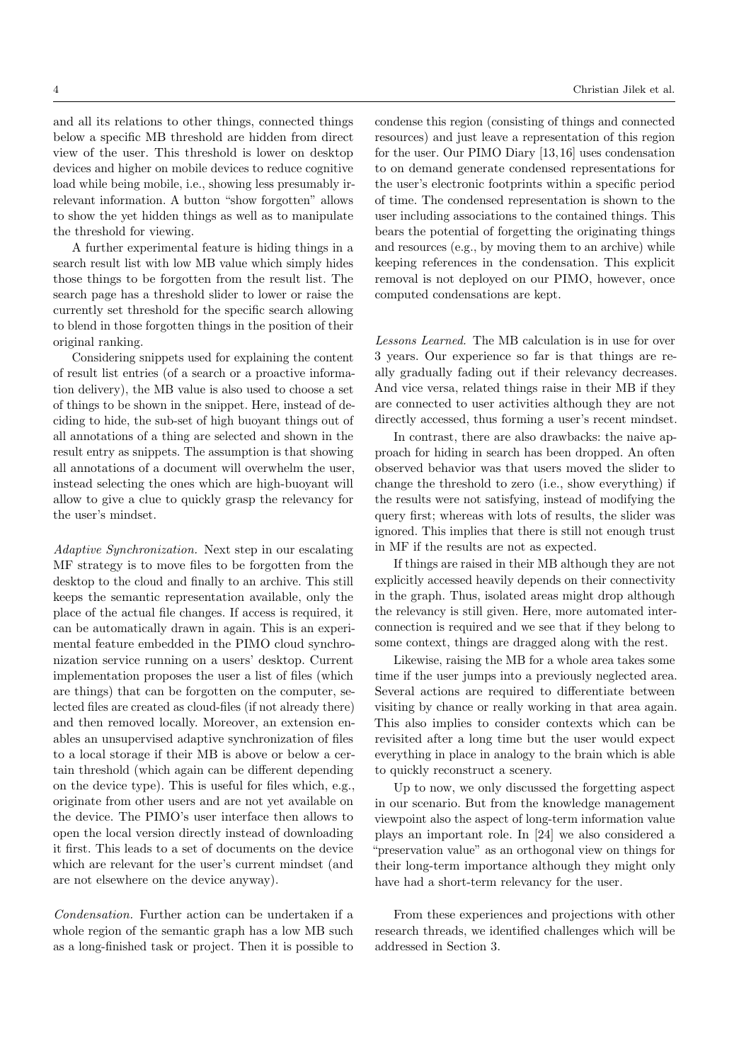and all its relations to other things, connected things below a specific MB threshold are hidden from direct view of the user. This threshold is lower on desktop devices and higher on mobile devices to reduce cognitive load while being mobile, i.e., showing less presumably irrelevant information. A button "show forgotten" allows to show the yet hidden things as well as to manipulate the threshold for viewing.

A further experimental feature is hiding things in a search result list with low MB value which simply hides those things to be forgotten from the result list. The search page has a threshold slider to lower or raise the currently set threshold for the specific search allowing to blend in those forgotten things in the position of their original ranking.

Considering snippets used for explaining the content of result list entries (of a search or a proactive information delivery), the MB value is also used to choose a set of things to be shown in the snippet. Here, instead of deciding to hide, the sub-set of high buoyant things out of all annotations of a thing are selected and shown in the result entry as snippets. The assumption is that showing all annotations of a document will overwhelm the user, instead selecting the ones which are high-buoyant will allow to give a clue to quickly grasp the relevancy for the user's mindset.

*Adaptive Synchronization.* Next step in our escalating MF strategy is to move files to be forgotten from the desktop to the cloud and finally to an archive. This still keeps the semantic representation available, only the place of the actual file changes. If access is required, it can be automatically drawn in again. This is an experimental feature embedded in the PIMO cloud synchronization service running on a users' desktop. Current implementation proposes the user a list of files (which are things) that can be forgotten on the computer, selected files are created as cloud-files (if not already there) and then removed locally. Moreover, an extension enables an unsupervised adaptive synchronization of files to a local storage if their MB is above or below a certain threshold (which again can be different depending on the device type). This is useful for files which, e.g., originate from other users and are not yet available on the device. The PIMO's user interface then allows to open the local version directly instead of downloading it first. This leads to a set of documents on the device which are relevant for the user's current mindset (and are not elsewhere on the device anyway).

*Condensation.* Further action can be undertaken if a whole region of the semantic graph has a low MB such as a long-finished task or project. Then it is possible to condense this region (consisting of things and connected resources) and just leave a representation of this region for the user. Our PIMO Diary [13,16] uses condensation to on demand generate condensed representations for the user's electronic footprints within a specific period of time. The condensed representation is shown to the user including associations to the contained things. This bears the potential of forgetting the originating things and resources (e.g., by moving them to an archive) while keeping references in the condensation. This explicit removal is not deployed on our PIMO, however, once computed condensations are kept.

*Lessons Learned.* The MB calculation is in use for over 3 years. Our experience so far is that things are really gradually fading out if their relevancy decreases. And vice versa, related things raise in their MB if they are connected to user activities although they are not directly accessed, thus forming a user's recent mindset.

In contrast, there are also drawbacks: the naive approach for hiding in search has been dropped. An often observed behavior was that users moved the slider to change the threshold to zero (i.e., show everything) if the results were not satisfying, instead of modifying the query first; whereas with lots of results, the slider was ignored. This implies that there is still not enough trust in MF if the results are not as expected.

If things are raised in their MB although they are not explicitly accessed heavily depends on their connectivity in the graph. Thus, isolated areas might drop although the relevancy is still given. Here, more automated interconnection is required and we see that if they belong to some context, things are dragged along with the rest.

Likewise, raising the MB for a whole area takes some time if the user jumps into a previously neglected area. Several actions are required to differentiate between visiting by chance or really working in that area again. This also implies to consider contexts which can be revisited after a long time but the user would expect everything in place in analogy to the brain which is able to quickly reconstruct a scenery.

Up to now, we only discussed the forgetting aspect in our scenario. But from the knowledge management viewpoint also the aspect of long-term information value plays an important role. In [24] we also considered a "preservation value" as an orthogonal view on things for their long-term importance although they might only have had a short-term relevancy for the user.

From these experiences and projections with other research threads, we identified challenges which will be addressed in Section 3.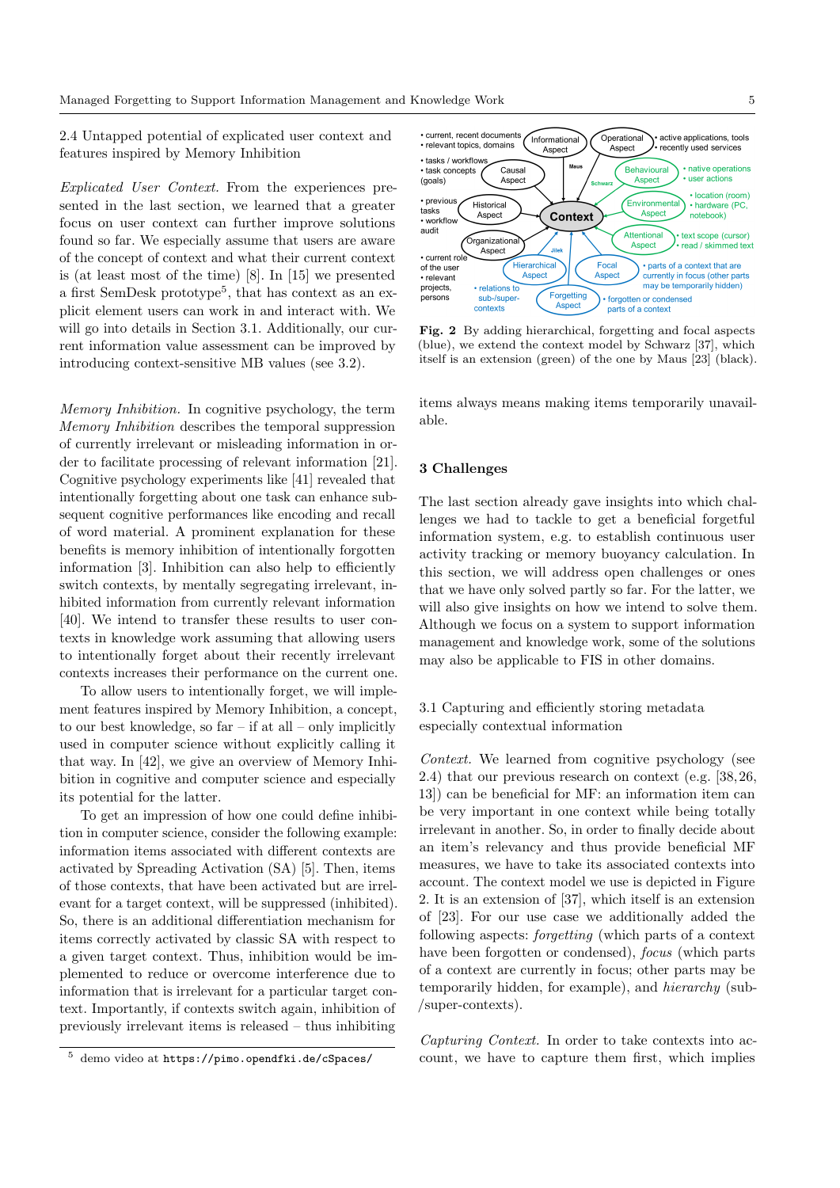### 2.4 Untapped potential of explicated user context and features inspired by Memory Inhibition

*Explicated User Context.* From the experiences presented in the last section, we learned that a greater focus on user context can further improve solutions found so far. We especially assume that users are aware of the concept of context and what their current context is (at least most of the time) [8]. In [15] we presented a first SemDesk prototype[5], that has context as an explicit element users can work in and interact with. We will go into details in Section 3.1. Additionally, our current information value assessment can be improved by introducing context-sensitive MB values (see 3.2).

*Memory Inhibition.* In cognitive psychology, the term *Memory Inhibition* describes the temporal suppression of currently irrelevant or misleading information in order to facilitate processing of relevant information [21]. Cognitive psychology experiments like [41] revealed that intentionally forgetting about one task can enhance subsequent cognitive performances like encoding and recall of word material. A prominent explanation for these benefits is memory inhibition of intentionally forgotten information [3]. Inhibition can also help to efficiently switch contexts, by mentally segregating irrelevant, inhibited information from currently relevant information [40]. We intend to transfer these results to user contexts in knowledge work assuming that allowing users to intentionally forget about their recently irrelevant contexts increases their performance on the current one.

To allow users to intentionally forget, we will implement features inspired by Memory Inhibition, a concept, to our best knowledge, so far – if at all – only implicitly used in computer science without explicitly calling it that way. In [42], we give an overview of Memory Inhibition in cognitive and computer science and especially its potential for the latter.

To get an impression of how one could define inhibition in computer science, consider the following example: information items associated with different contexts are activated by Spreading Activation (SA) [5]. Then, items of those contexts, that have been activated but are irrelevant for a target context, will be suppressed (inhibited). So, there is an additional differentiation mechanism for items correctly activated by classic SA with respect to a given target context. Thus, inhibition would be implemented to reduce or overcome interference due to information that is irrelevant for a particular target context. Importantly, if contexts switch again, inhibition of previously irrelevant items is released – thus inhibiting items always means making items temporarily unavailable.

[5] demo video at `https://pimo.opendfki.de/cSpaces/`

**Fig. 2** By adding hierarchical, forgetting and focal aspects (blue), we extend the context model by Schwarz [37], which itself is an extension (green) of the one by Maus [23] (black).

## 3 Challenges

The last section already gave insights into which challenges we had to tackle to get a beneficial forgetful information system, e.g. to establish continuous user activity tracking or memory buoyancy calculation. In this section, we will address open challenges or ones that we have only solved partly so far. For the latter, we will also give insights on how we intend to solve them. Although we focus on a system to support information management and knowledge work, some of the solutions may also be applicable to FIS in other domains.

### 3.1 Capturing and efficiently storing metadata especially contextual information

*Context.* We learned from cognitive psychology (see 2.4) that our previous research on context (e.g. [38, 26, 13]) can be beneficial for MF: an information item can be very important in one context while being totally irrelevant in another. So, in order to finally decide about an item's relevancy and thus provide beneficial MF measures, we have to take its associated contexts into account. The context model we use is depicted in Figure 2. It is an extension of [37], which itself is an extension of [23]. For our use case we additionally added the following aspects: *forgetting* (which parts of a context have been forgotten or condensed), *focus* (which parts of a context are currently in focus; other parts may be temporarily hidden, for example), and *hierarchy* (sub-/super-contexts).

*Capturing Context.* In order to take contexts into account, we have to capture them first, which implies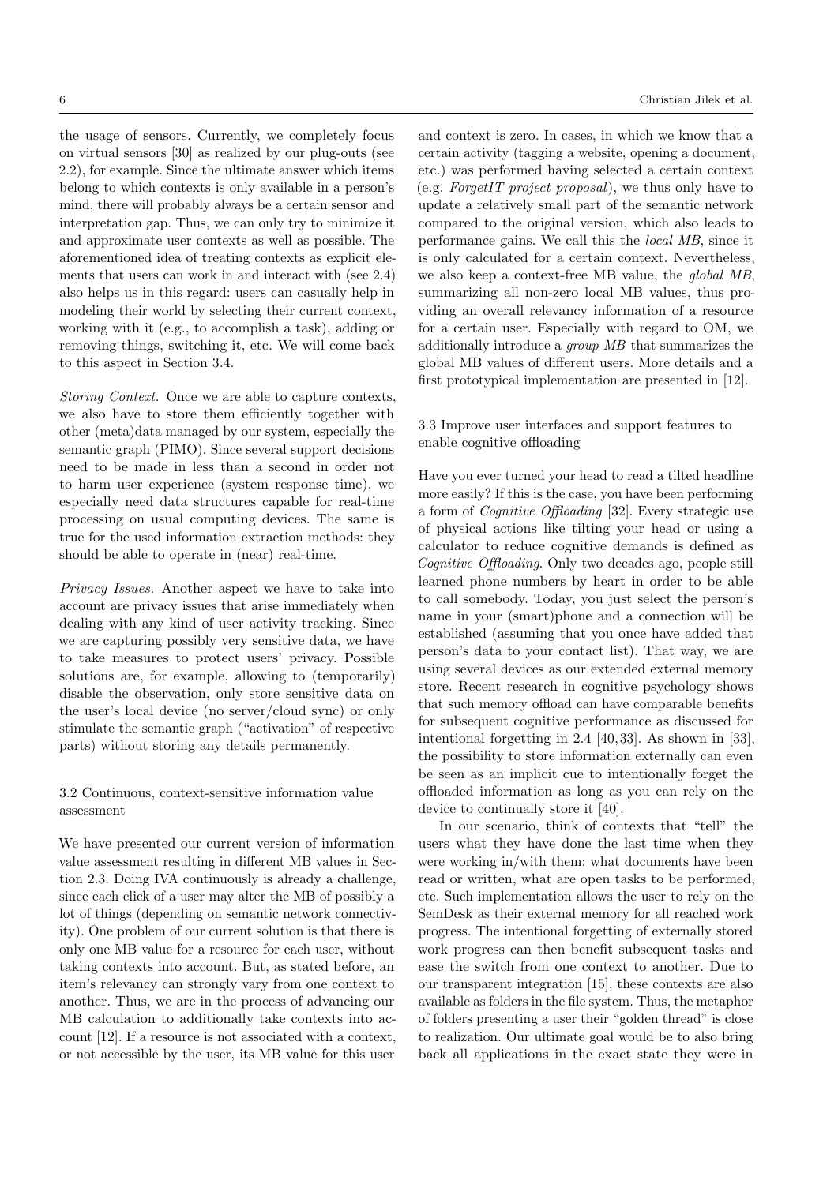the usage of sensors. Currently, we completely focus on virtual sensors [30] as realized by our plug-outs (see 2.2), for example. Since the ultimate answer which items belong to which contexts is only available in a person's mind, there will probably always be a certain sensor and interpretation gap. Thus, we can only try to minimize it and approximate user contexts as well as possible. The aforementioned idea of treating contexts as explicit elements that users can work in and interact with (see 2.4) also helps us in this regard: users can casually help in modeling their world by selecting their current context, working with it (e.g., to accomplish a task), adding or removing things, switching it, etc. We will come back to this aspect in Section 3.4.

*Storing Context.* Once we are able to capture contexts, we also have to store them efficiently together with other (meta)data managed by our system, especially the semantic graph (PIMO). Since several support decisions need to be made in less than a second in order not to harm user experience (system response time), we especially need data structures capable for real-time processing on usual computing devices. The same is true for the used information extraction methods: they should be able to operate in (near) real-time.

*Privacy Issues.* Another aspect we have to take into account are privacy issues that arise immediately when dealing with any kind of user activity tracking. Since we are capturing possibly very sensitive data, we have to take measures to protect users' privacy. Possible solutions are, for example, allowing to (temporarily) disable the observation, only store sensitive data on the user's local device (no server/cloud sync) or only stimulate the semantic graph ("activation" of respective parts) without storing any details permanently.

### 3.2 Continuous, context-sensitive information value assessment

We have presented our current version of information value assessment resulting in different MB values in Section 2.3. Doing IVA continuously is already a challenge, since each click of a user may alter the MB of possibly a lot of things (depending on semantic network connectivity). One problem of our current solution is that there is only one MB value for a resource for each user, without taking contexts into account. But, as stated before, an item's relevancy can strongly vary from one context to another. Thus, we are in the process of advancing our MB calculation to additionally take contexts into account [12]. If a resource is not associated with a context, or not accessible by the user, its MB value for this user and context is zero. In cases, in which we know that a certain activity (tagging a website, opening a document, etc.) was performed having selected a certain context (e.g. *ForgetIT project proposal*), we thus only have to update a relatively small part of the semantic network compared to the original version, which also leads to performance gains. We call this the *local MB*, since it is only calculated for a certain context. Nevertheless, we also keep a context-free MB value, the *global MB*, summarizing all non-zero local MB values, thus providing an overall relevancy information of a resource for a certain user. Especially with regard to OM, we additionally introduce a *group MB* that summarizes the global MB values of different users. More details and a first prototypical implementation are presented in [12].

### 3.3 Improve user interfaces and support features to enable cognitive offloading

Have you ever turned your head to read a tilted headline more easily? If this is the case, you have been performing a form of *Cognitive Offloading* [32]. Every strategic use of physical actions like tilting your head or using a calculator to reduce cognitive demands is defined as *Cognitive Offloading*. Only two decades ago, people still learned phone numbers by heart in order to be able to call somebody. Today, you just select the person's name in your (smart)phone and a connection will be established (assuming that you once have added that person's data to your contact list). That way, we are using several devices as our extended external memory store. Recent research in cognitive psychology shows that such memory offload can have comparable benefits for subsequent cognitive performance as discussed for intentional forgetting in 2.4 [40,33]. As shown in [33], the possibility to store information externally can even be seen as an implicit cue to intentionally forget the offloaded information as long as you can rely on the device to continually store it [40].

In our scenario, think of contexts that "tell" the users what they have done the last time when they were working in/with them: what documents have been read or written, what are open tasks to be performed, etc. Such implementation allows the user to rely on the SemDesk as their external memory for all reached work progress. The intentional forgetting of externally stored work progress can then benefit subsequent tasks and ease the switch from one context to another. Due to our transparent integration [15], these contexts are also available as folders in the file system. Thus, the metaphor of folders presenting a user their "golden thread" is close to realization. Our ultimate goal would be to also bring back all applications in the exact state they were in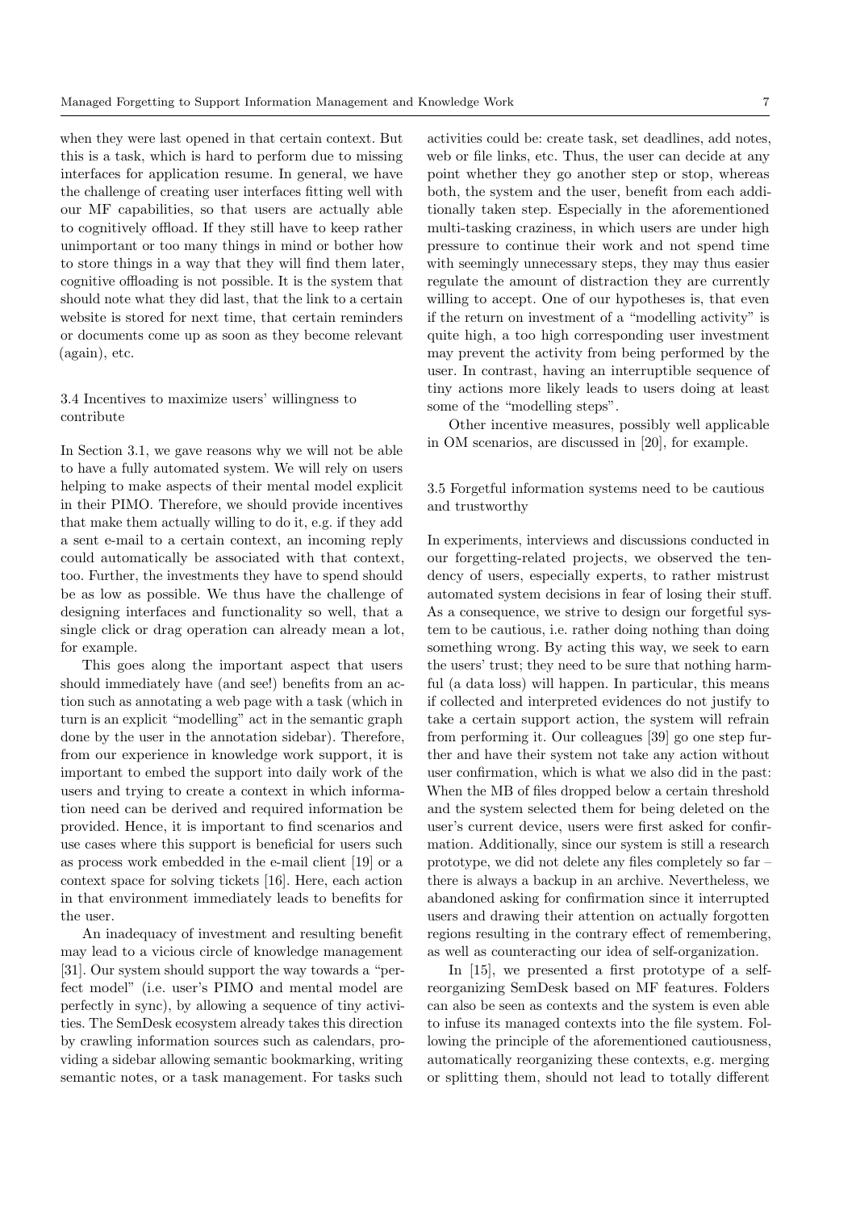when they were last opened in that certain context. But this is a task, which is hard to perform due to missing interfaces for application resume. In general, we have the challenge of creating user interfaces fitting well with our MF capabilities, so that users are actually able to cognitively offload. If they still have to keep rather unimportant or too many things in mind or bother how to store things in a way that they will find them later, cognitive offloading is not possible. It is the system that should note what they did last, that the link to a certain website is stored for next time, that certain reminders or documents come up as soon as they become relevant (again), etc.

### 3.4 Incentives to maximize users' willingness to contribute

In Section 3.1, we gave reasons why we will not be able to have a fully automated system. We will rely on users helping to make aspects of their mental model explicit in their PIMO. Therefore, we should provide incentives that make them actually willing to do it, e.g. if they add a sent e-mail to a certain context, an incoming reply could automatically be associated with that context, too. Further, the investments they have to spend should be as low as possible. We thus have the challenge of designing interfaces and functionality so well, that a single click or drag operation can already mean a lot, for example.

This goes along the important aspect that users should immediately have (and see!) benefits from an action such as annotating a web page with a task (which in turn is an explicit "modelling" act in the semantic graph done by the user in the annotation sidebar). Therefore, from our experience in knowledge work support, it is important to embed the support into daily work of the users and trying to create a context in which information need can be derived and required information be provided. Hence, it is important to find scenarios and use cases where this support is beneficial for users such as process work embedded in the e-mail client [19] or a context space for solving tickets [16]. Here, each action in that environment immediately leads to benefits for the user.

An inadequacy of investment and resulting benefit may lead to a vicious circle of knowledge management [31]. Our system should support the way towards a "perfect model" (i.e. user's PIMO and mental model are perfectly in sync), by allowing a sequence of tiny activities. The SemDesk ecosystem already takes this direction by crawling information sources such as calendars, providing a sidebar allowing semantic bookmarking, writing semantic notes, or a task management. For tasks such activities could be: create task, set deadlines, add notes, web or file links, etc. Thus, the user can decide at any point whether they go another step or stop, whereas both, the system and the user, benefit from each additionally taken step. Especially in the aforementioned multi-tasking craziness, in which users are under high pressure to continue their work and not spend time with seemingly unnecessary steps, they may thus easier regulate the amount of distraction they are currently willing to accept. One of our hypotheses is, that even if the return on investment of a "modelling activity" is quite high, a too high corresponding user investment may prevent the activity from being performed by the user. In contrast, having an interruptible sequence of tiny actions more likely leads to users doing at least some of the "modelling steps".

Other incentive measures, possibly well applicable in OM scenarios, are discussed in [20], for example.

### 3.5 Forgetful information systems need to be cautious and trustworthy

In experiments, interviews and discussions conducted in our forgetting-related projects, we observed the tendency of users, especially experts, to rather mistrust automated system decisions in fear of losing their stuff. As a consequence, we strive to design our forgetful system to be cautious, i.e. rather doing nothing than doing something wrong. By acting this way, we seek to earn the users' trust; they need to be sure that nothing harmful (a data loss) will happen. In particular, this means if collected and interpreted evidences do not justify to take a certain support action, the system will refrain from performing it. Our colleagues [39] go one step further and have their system not take any action without user confirmation, which is what we also did in the past: When the MB of files dropped below a certain threshold and the system selected them for being deleted on the user's current device, users were first asked for confirmation. Additionally, since our system is still a research prototype, we did not delete any files completely so far – there is always a backup in an archive. Nevertheless, we abandoned asking for confirmation since it interrupted users and drawing their attention on actually forgotten regions resulting in the contrary effect of remembering, as well as counteracting our idea of self-organization.

In [15], we presented a first prototype of a self-reorganizing SemDesk based on MF features. Folders can also be seen as contexts and the system is even able to infuse its managed contexts into the file system. Following the principle of the aforementioned cautiousness, automatically reorganizing these contexts, e.g. merging or splitting them, should not lead to totally different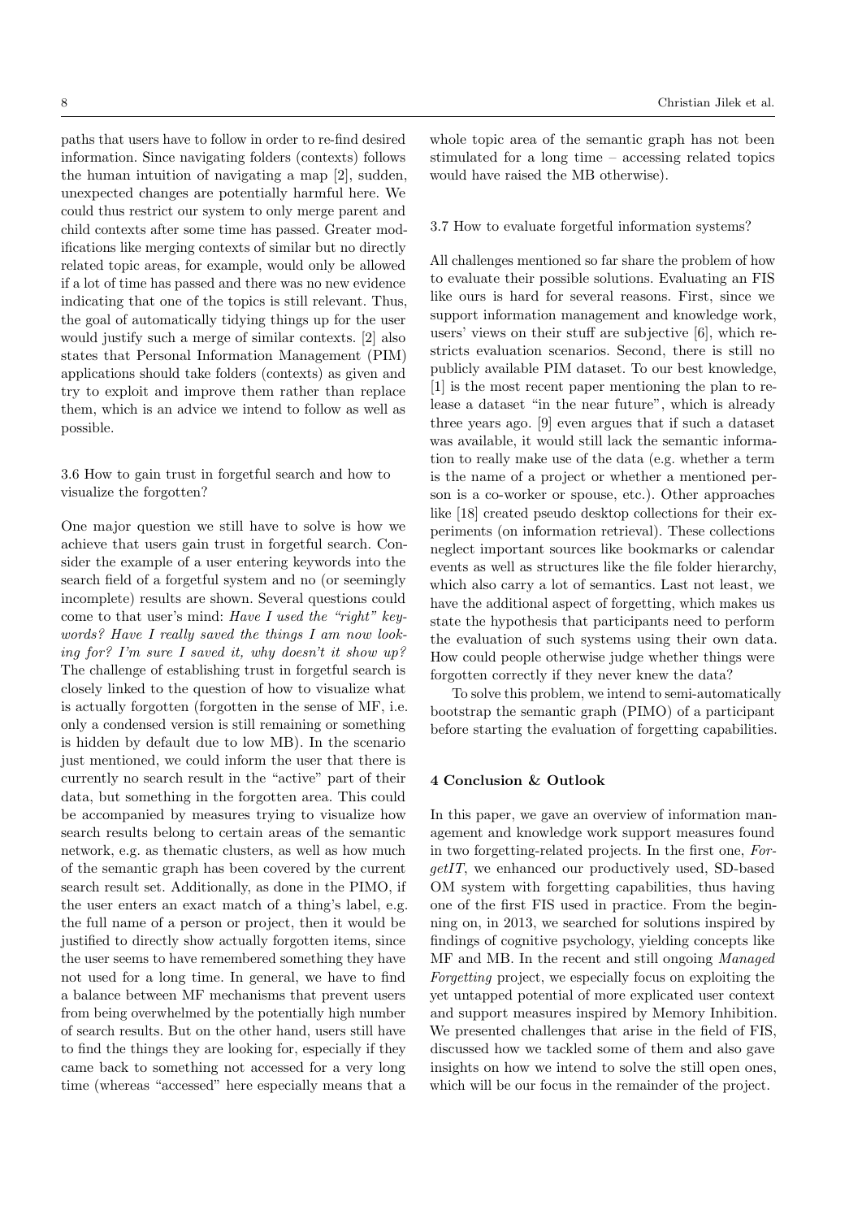paths that users have to follow in order to re-find desired information. Since navigating folders (contexts) follows the human intuition of navigating a map [2], sudden, unexpected changes are potentially harmful here. We could thus restrict our system to only merge parent and child contexts after some time has passed. Greater modifications like merging contexts of similar but no directly related topic areas, for example, would only be allowed if a lot of time has passed and there was no new evidence indicating that one of the topics is still relevant. Thus, the goal of automatically tidying things up for the user would justify such a merge of similar contexts. [2] also states that Personal Information Management (PIM) applications should take folders (contexts) as given and try to exploit and improve them rather than replace them, which is an advice we intend to follow as well as possible.

### 3.6 How to gain trust in forgetful search and how to visualize the forgotten?

One major question we still have to solve is how we achieve that users gain trust in forgetful search. Consider the example of a user entering keywords into the search field of a forgetful system and no (or seemingly incomplete) results are shown. Several questions could come to that user's mind: *Have I used the "right" keywords? Have I really saved the things I am now looking for? I'm sure I saved it, why doesn't it show up?* The challenge of establishing trust in forgetful search is closely linked to the question of how to visualize what is actually forgotten (forgotten in the sense of MF, i.e. only a condensed version is still remaining or something is hidden by default due to low MB). In the scenario just mentioned, we could inform the user that there is currently no search result in the "active" part of their data, but something in the forgotten area. This could be accompanied by measures trying to visualize how search results belong to certain areas of the semantic network, e.g. as thematic clusters, as well as how much of the semantic graph has been covered by the current search result set. Additionally, as done in the PIMO, if the user enters an exact match of a thing's label, e.g. the full name of a person or project, then it would be justified to directly show actually forgotten items, since the user seems to have remembered something they have not used for a long time. In general, we have to find a balance between MF mechanisms that prevent users from being overwhelmed by the potentially high number of search results. But on the other hand, users still have to find the things they are looking for, especially if they came back to something not accessed for a very long time (whereas "accessed" here especially means that a whole topic area of the semantic graph has not been stimulated for a long time – accessing related topics would have raised the MB otherwise).

### 3.7 How to evaluate forgetful information systems?

All challenges mentioned so far share the problem of how to evaluate their possible solutions. Evaluating an FIS like ours is hard for several reasons. First, since we support information management and knowledge work, users' views on their stuff are subjective [6], which restricts evaluation scenarios. Second, there is still no publicly available PIM dataset. To our best knowledge, [1] is the most recent paper mentioning the plan to release a dataset "in the near future", which is already three years ago. [9] even argues that if such a dataset was available, it would still lack the semantic information to really make use of the data (e.g. whether a term is the name of a project or whether a mentioned person is a co-worker or spouse, etc.). Other approaches like [18] created pseudo desktop collections for their experiments (on information retrieval). These collections neglect important sources like bookmarks or calendar events as well as structures like the file folder hierarchy, which also carry a lot of semantics. Last not least, we have the additional aspect of forgetting, which makes us state the hypothesis that participants need to perform the evaluation of such systems using their own data. How could people otherwise judge whether things were forgotten correctly if they never knew the data?

To solve this problem, we intend to semi-automatically bootstrap the semantic graph (PIMO) of a participant before starting the evaluation of forgetting capabilities.

## 4 Conclusion & Outlook

In this paper, we gave an overview of information management and knowledge work support measures found in two forgetting-related projects. In the first one, *ForgetIT*, we enhanced our productively used, SD-based OM system with forgetting capabilities, thus having one of the first FIS used in practice. From the beginning on, in 2013, we searched for solutions inspired by findings of cognitive psychology, yielding concepts like MF and MB. In the recent and still ongoing *Managed Forgetting* project, we especially focus on exploiting the yet untapped potential of more explicated user context and support measures inspired by Memory Inhibition. We presented challenges that arise in the field of FIS, discussed how we tackled some of them and also gave insights on how we intend to solve the still open ones, which will be our focus in the remainder of the project.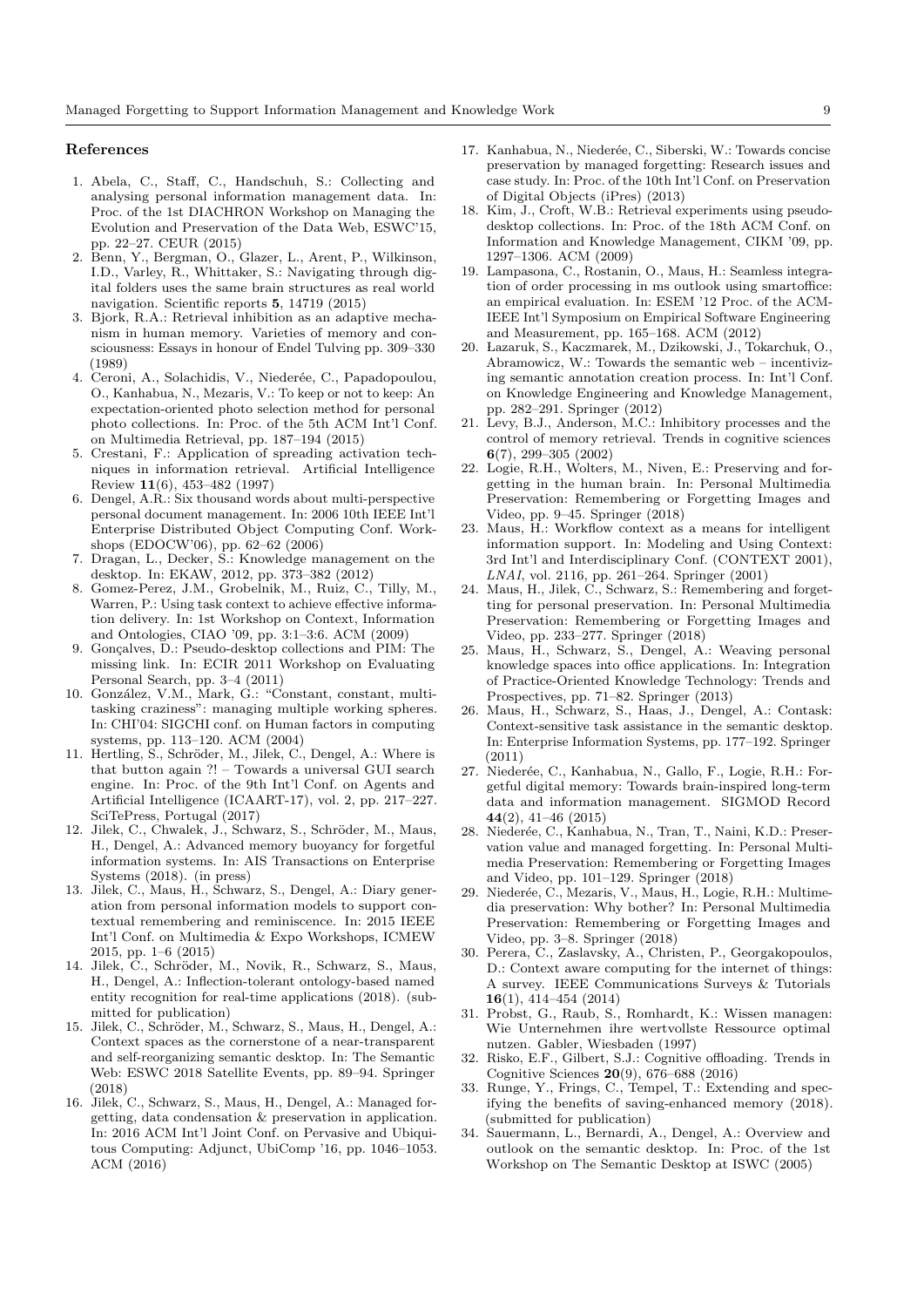## References

1. Abela, C., Staff, C., Handschuh, S.: Collecting and analysing personal information management data. In: Proc. of the 1st DIACHRON Workshop on Managing the Evolution and Preservation of the Data Web, ESWC'15, pp. 22–27. CEUR (2015)
2. Benn, Y., Bergman, O., Glazer, L., Arent, P., Wilkinson, I.D., Varley, R., Whittaker, S.: Navigating through digital folders uses the same brain structures as real world navigation. Scientific reports **5**, 14719 (2015)
3. Bjork, R.A.: Retrieval inhibition as an adaptive mechanism in human memory. Varieties of memory and consciousness: Essays in honour of Endel Tulving pp. 309–330 (1989)
4. Ceroni, A., Solachidis, V., Niederée, C., Papadopoulou, O., Kanhabua, N., Mezaris, V.: To keep or not to keep: An expectation-oriented photo selection method for personal photo collections. In: Proc. of the 5th ACM Int'l Conf. on Multimedia Retrieval, pp. 187–194 (2015)
5. Crestani, F.: Application of spreading activation techniques in information retrieval. Artificial Intelligence Review **11**(6), 453–482 (1997)
6. Dengel, A.R.: Six thousand words about multi-perspective personal document management. In: 2006 10th IEEE Int'l Enterprise Distributed Object Computing Conf. Workshops (EDOCW'06), pp. 62–62 (2006)
7. Dragan, L., Decker, S.: Knowledge management on the desktop. In: EKAW, 2012, pp. 373–382 (2012)
8. Gomez-Perez, J.M., Grobelnik, M., Ruiz, C., Tilly, M., Warren, P.: Using task context to achieve effective information delivery. In: 1st Workshop on Context, Information and Ontologies, CIAO '09, pp. 3:1–3:6. ACM (2009)
9. Gonçalves, D.: Pseudo-desktop collections and PIM: The missing link. In: ECIR 2011 Workshop on Evaluating Personal Search, pp. 3–4 (2011)
10. González, V.M., Mark, G.: "Constant, constant, multitasking craziness": managing multiple working spheres. In: CHI'04: SIGCHI conf. on Human factors in computing systems, pp. 113–120. ACM (2004)
11. Hertling, S., Schröder, M., Jilek, C., Dengel, A.: Where is that button again ?! – Towards a universal GUI search engine. In: Proc. of the 9th Int'l Conf. on Agents and Artificial Intelligence (ICAART-17), vol. 2, pp. 217–227. SciTePress, Portugal (2017)
12. Jilek, C., Chwalek, J., Schwarz, S., Schröder, M., Maus, H., Dengel, A.: Advanced memory buoyancy for forgetful information systems. In: AIS Transactions on Enterprise Systems (2018). (in press)
13. Jilek, C., Maus, H., Schwarz, S., Dengel, A.: Diary generation from personal information models to support contextual remembering and reminiscence. In: 2015 IEEE Int'l Conf. on Multimedia & Expo Workshops, ICMEW 2015, pp. 1–6 (2015)
14. Jilek, C., Schröder, M., Novik, R., Schwarz, S., Maus, H., Dengel, A.: Inflection-tolerant ontology-based named entity recognition for real-time applications (2018). (submitted for publication)
15. Jilek, C., Schröder, M., Schwarz, S., Maus, H., Dengel, A.: Context spaces as the cornerstone of a near-transparent and self-reorganizing semantic desktop. In: The Semantic Web: ESWC 2018 Satellite Events, pp. 89–94. Springer (2018)
16. Jilek, C., Schwarz, S., Maus, H., Dengel, A.: Managed forgetting, data condensation & preservation in application. In: 2016 ACM Int'l Joint Conf. on Pervasive and Ubiquitous Computing: Adjunct, UbiComp '16, pp. 1046–1053. ACM (2016)
17. Kanhabua, N., Niederée, C., Siberski, W.: Towards concise preservation by managed forgetting: Research issues and case study. In: Proc. of the 10th Int'l Conf. on Preservation of Digital Objects (iPres) (2013)
18. Kim, J., Croft, W.B.: Retrieval experiments using pseudo-desktop collections. In: Proc. of the 18th ACM Conf. on Information and Knowledge Management, CIKM '09, pp. 1297–1306. ACM (2009)
19. Lampasona, C., Rostanin, O., Maus, H.: Seamless integration of order processing in ms outlook using smartoffice: an empirical evaluation. In: ESEM '12 Proc. of the ACM-IEEE Int'l Symposium on Empirical Software Engineering and Measurement, pp. 165–168. ACM (2012)
20. Łazaruk, S., Kaczmarek, M., Dzikowski, J., Tokarchuk, O., Abramowicz, W.: Towards the semantic web – incentivizing semantic annotation creation process. In: Int'l Conf. on Knowledge Engineering and Knowledge Management, pp. 282–291. Springer (2012)
21. Levy, B.J., Anderson, M.C.: Inhibitory processes and the control of memory retrieval. Trends in cognitive sciences **6**(7), 299–305 (2002)
22. Logie, R.H., Wolters, M., Niven, E.: Preserving and forgetting in the human brain. In: Personal Multimedia Preservation: Remembering or Forgetting Images and Video, pp. 9–45. Springer (2018)
23. Maus, H.: Workflow context as a means for intelligent information support. In: Modeling and Using Context: 3rd Int'l and Interdisciplinary Conf. (CONTEXT 2001), *LNAI*, vol. 2116, pp. 261–264. Springer (2001)
24. Maus, H., Jilek, C., Schwarz, S.: Remembering and forgetting for personal preservation. In: Personal Multimedia Preservation: Remembering or Forgetting Images and Video, pp. 233–277. Springer (2018)
25. Maus, H., Schwarz, S., Dengel, A.: Weaving personal knowledge spaces into office applications. In: Integration of Practice-Oriented Knowledge Technology: Trends and Prospectives, pp. 71–82. Springer (2013)
26. Maus, H., Schwarz, S., Haas, J., Dengel, A.: Contask: Context-sensitive task assistance in the semantic desktop. In: Enterprise Information Systems, pp. 177–192. Springer (2011)
27. Niederée, C., Kanhabua, N., Gallo, F., Logie, R.H.: Forgetful digital memory: Towards brain-inspired long-term data and information management. SIGMOD Record **44**(2), 41–46 (2015)
28. Niederée, C., Kanhabua, N., Tran, T., Naini, K.D.: Preservation value and managed forgetting. In: Personal Multimedia Preservation: Remembering or Forgetting Images and Video, pp. 101–129. Springer (2018)
29. Niederée, C., Mezaris, V., Maus, H., Logie, R.H.: Multimedia preservation: Why bother? In: Personal Multimedia Preservation: Remembering or Forgetting Images and Video, pp. 3–8. Springer (2018)
30. Perera, C., Zaslavsky, A., Christen, P., Georgakopoulos, D.: Context aware computing for the internet of things: A survey. IEEE Communications Surveys & Tutorials **16**(1), 414–454 (2014)
31. Probst, G., Raub, S., Romhardt, K.: Wissen managen: Wie Unternehmen ihre wertvollste Ressource optimal nutzen. Gabler, Wiesbaden (1997)
32. Risko, E.F., Gilbert, S.J.: Cognitive offloading. Trends in Cognitive Sciences **20**(9), 676–688 (2016)
33. Runge, Y., Frings, C., Tempel, T.: Extending and specifying the benefits of saving-enhanced memory (2018). (submitted for publication)
34. Sauermann, L., Bernardi, A., Dengel, A.: Overview and outlook on the semantic desktop. In: Proc. of the 1st Workshop on The Semantic Desktop at ISWC (2005)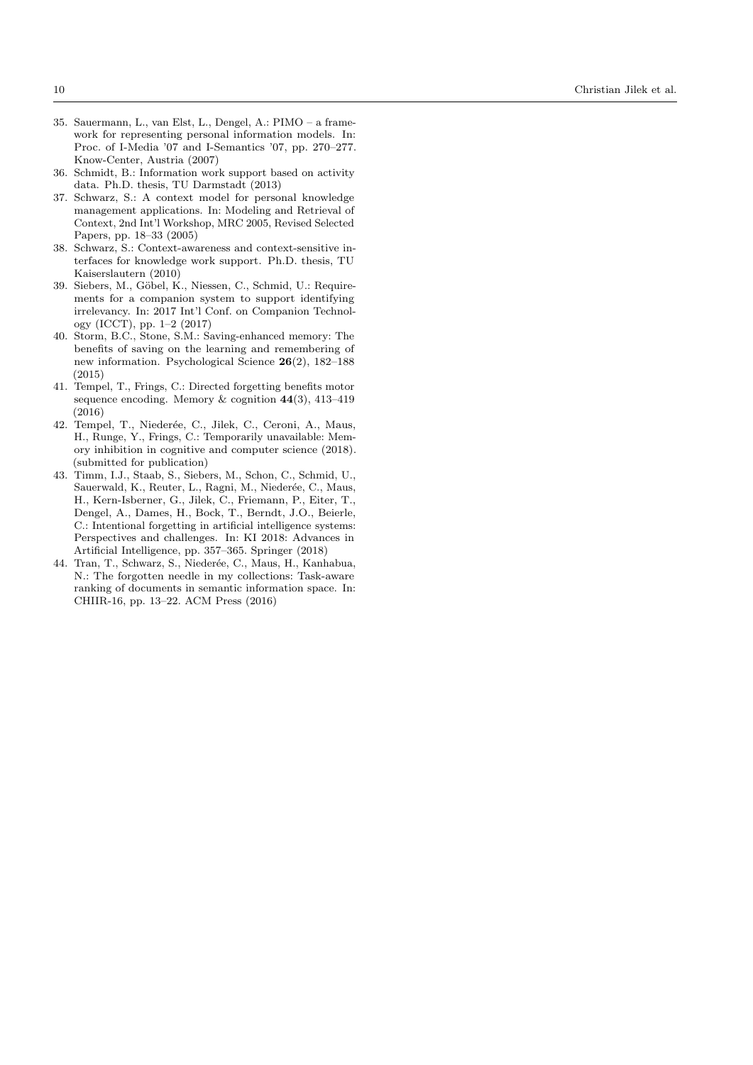35. Sauermann, L., van Elst, L., Dengel, A.: PIMO – a framework for representing personal information models. In: Proc. of I-Media '07 and I-Semantics '07, pp. 270–277. Know-Center, Austria (2007)
36. Schmidt, B.: Information work support based on activity data. Ph.D. thesis, TU Darmstadt (2013)
37. Schwarz, S.: A context model for personal knowledge management applications. In: Modeling and Retrieval of Context, 2nd Int'l Workshop, MRC 2005, Revised Selected Papers, pp. 18–33 (2005)
38. Schwarz, S.: Context-awareness and context-sensitive interfaces for knowledge work support. Ph.D. thesis, TU Kaiserslautern (2010)
39. Siebers, M., Göbel, K., Niessen, C., Schmid, U.: Requirements for a companion system to support identifying irrelevancy. In: 2017 Int'l Conf. on Companion Technology (ICCT), pp. 1–2 (2017)
40. Storm, B.C., Stone, S.M.: Saving-enhanced memory: The benefits of saving on the learning and remembering of new information. Psychological Science **26**(2), 182–188 (2015)
41. Tempel, T., Frings, C.: Directed forgetting benefits motor sequence encoding. Memory & cognition **44**(3), 413–419 (2016)
42. Tempel, T., Niederée, C., Jilek, C., Ceroni, A., Maus, H., Runge, Y., Frings, C.: Temporarily unavailable: Memory inhibition in cognitive and computer science (2018). (submitted for publication)
43. Timm, I.J., Staab, S., Siebers, M., Schon, C., Schmid, U., Sauerwald, K., Reuter, L., Ragni, M., Niederée, C., Maus, H., Kern-Isberner, G., Jilek, C., Friemann, P., Eiter, T., Dengel, A., Dames, H., Bock, T., Berndt, J.O., Beierle, C.: Intentional forgetting in artificial intelligence systems: Perspectives and challenges. In: KI 2018: Advances in Artificial Intelligence, pp. 357–365. Springer (2018)
44. Tran, T., Schwarz, S., Niederée, C., Maus, H., Kanhabua, N.: The forgotten needle in my collections: Task-aware ranking of documents in semantic information space. In: CHIIR-16, pp. 13–22. ACM Press (2016)